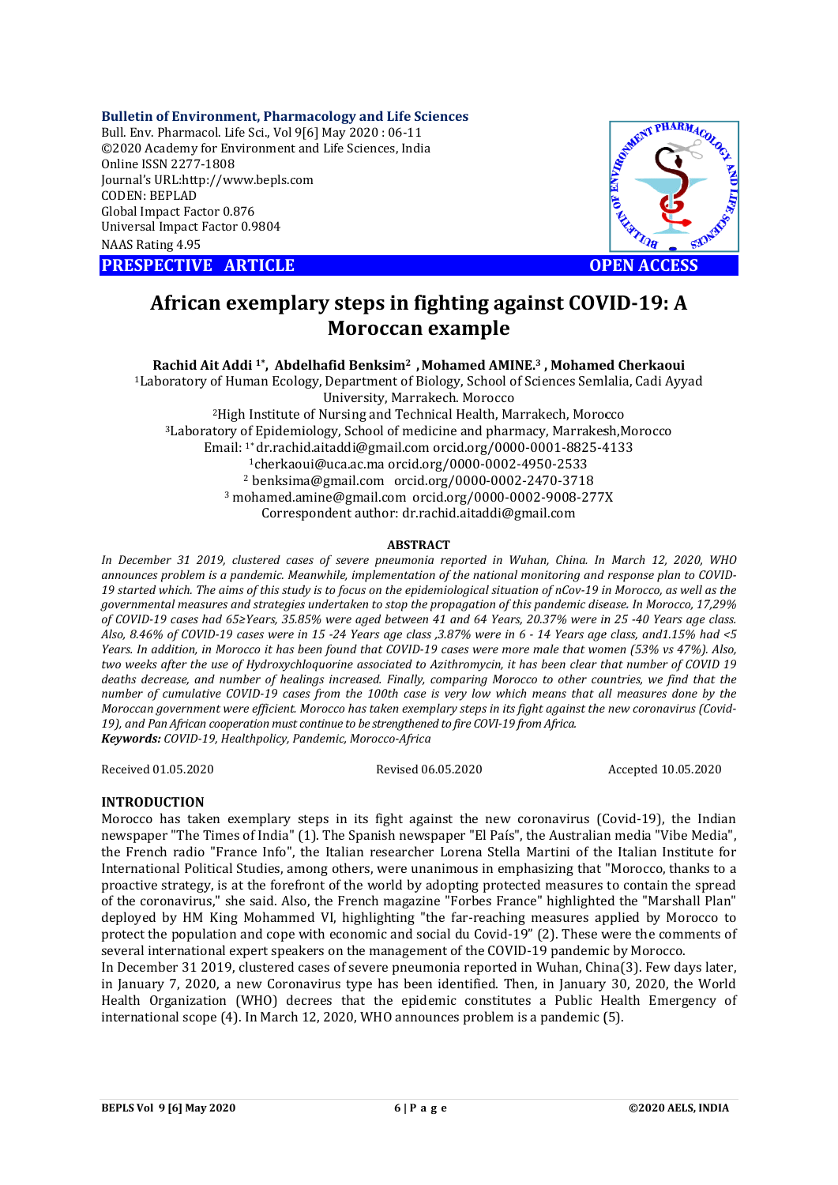Bulletin of Environment, Pharmacology and Life Sciences
Bull. Env. Pharmacol. Life Sci., Vol 9[6] May 2020 : 06-11
©2020 Academy for Environment and Life Sciences, India
Online ISSN 2277-1808
Journal's URL:http://www.bepls.com
CODEN: BEPLAD
Global Impact Factor 0.876
Universal Impact Factor 0.9804
NAAS Rating 4.95

**PRESPECTIVE ARTICLE** **OPEN ACCESS**

# African exemplary steps in fighting against COVID-19: A Moroccan example

**Rachid Ait Addi [1*], Abdelhafid Benksim[2] , Mohamed AMINE.[3] , Mohamed Cherkaoui**

[1]Laboratory of Human Ecology, Department of Biology, School of Sciences Semlalia, Cadi Ayyad University, Marrakech. Morocco
[2]High Institute of Nursing and Technical Health, Marrakech, Morocco
[3]Laboratory of Epidemiology, School of medicine and pharmacy, Marrakesh,Morocco
Email: [1*] dr.rachid.aitaddi@gmail.com orcid.org/0000-0001-8825-4133
[1]cherkaoui@uca.ac.ma orcid.org/0000-0002-4950-2533
[2] benksima@gmail.com orcid.org/0000-0002-2470-3718
[3] mohamed.amine@gmail.com orcid.org/0000-0002-9008-277X
Correspondent author: dr.rachid.aitaddi@gmail.com

## ABSTRACT

*In December 31 2019, clustered cases of severe pneumonia reported in Wuhan, China. In March 12, 2020, WHO announces problem is a pandemic. Meanwhile, implementation of the national monitoring and response plan to COVID-19 started which. The aims of this study is to focus on the epidemiological situation of nCov-19 in Morocco, as well as the governmental measures and strategies undertaken to stop the propagation of this pandemic disease. In Morocco, 17,29% of COVID-19 cases had 65≥Years, 35.85% were aged between 41 and 64 Years, 20.37% were in 25 -40 Years age class. Also, 8.46% of COVID-19 cases were in 15 -24 Years age class ,3.87% were in 6 - 14 Years age class, and1.15% had <5 Years. In addition, in Morocco it has been found that COVID-19 cases were more male that women (53% vs 47%). Also, two weeks after the use of Hydroxychloquorine associated to Azithromycin, it has been clear that number of COVID 19 deaths decrease, and number of healings increased. Finally, comparing Morocco to other countries, we find that the number of cumulative COVID-19 cases from the 100th case is very low which means that all measures done by the Moroccan government were efficient. Morocco has taken exemplary steps in its fight against the new coronavirus (Covid-19), and Pan African cooperation must continue to be strengthened to fire COVI-19 from Africa.*

***Keywords:*** *COVID-19, Healthpolicy, Pandemic, Morocco-Africa*

Received 01.05.2020 Revised 06.05.2020 Accepted 10.05.2020

## INTRODUCTION

Morocco has taken exemplary steps in its fight against the new coronavirus (Covid-19), the Indian newspaper "The Times of India" (1). The Spanish newspaper "El País", the Australian media "Vibe Media", the French radio "France Info", the Italian researcher Lorena Stella Martini of the Italian Institute for International Political Studies, among others, were unanimous in emphasizing that "Morocco, thanks to a proactive strategy, is at the forefront of the world by adopting protected measures to contain the spread of the coronavirus," she said. Also, the French magazine "Forbes France" highlighted the "Marshall Plan" deployed by HM King Mohammed VI, highlighting "the far-reaching measures applied by Morocco to protect the population and cope with economic and social du Covid-19" (2). These were the comments of several international expert speakers on the management of the COVID-19 pandemic by Morocco.

In December 31 2019, clustered cases of severe pneumonia reported in Wuhan, China(3). Few days later, in January 7, 2020, a new Coronavirus type has been identified. Then, in January 30, 2020, the World Health Organization (WHO) decrees that the epidemic constitutes a Public Health Emergency of international scope (4). In March 12, 2020, WHO announces problem is a pandemic (5).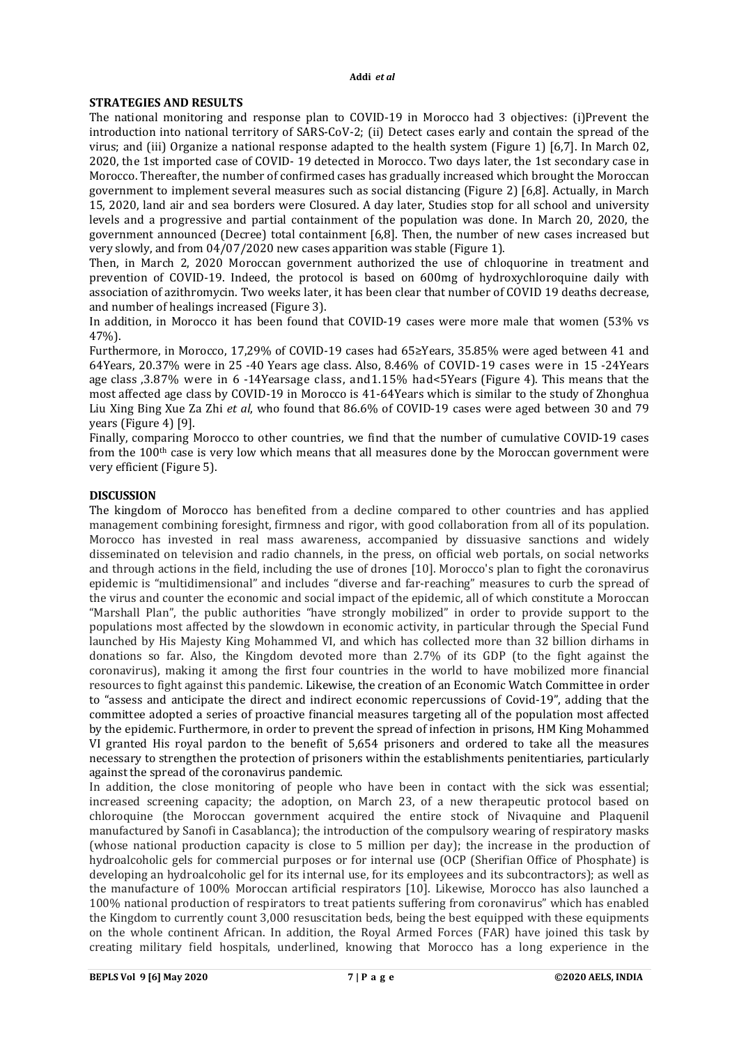## STRATEGIES AND RESULTS

The national monitoring and response plan to COVID-19 in Morocco had 3 objectives: (i)Prevent the introduction into national territory of SARS-CoV-2; (ii) Detect cases early and contain the spread of the virus; and (iii) Organize a national response adapted to the health system (Figure 1) [6,7]. In March 02, 2020, the 1st imported case of COVID- 19 detected in Morocco. Two days later, the 1st secondary case in Morocco. Thereafter, the number of confirmed cases has gradually increased which brought the Moroccan government to implement several measures such as social distancing (Figure 2) [6,8]. Actually, in March 15, 2020, land air and sea borders were Closured. A day later, Studies stop for all school and university levels and a progressive and partial containment of the population was done. In March 20, 2020, the government announced (Decree) total containment [6,8]. Then, the number of new cases increased but very slowly, and from 04/07/2020 new cases apparition was stable (Figure 1).

Then, in March 2, 2020 Moroccan government authorized the use of chloquorine in treatment and prevention of COVID-19. Indeed, the protocol is based on 600mg of hydroxychloroquine daily with association of azithromycin. Two weeks later, it has been clear that number of COVID 19 deaths decrease, and number of healings increased (Figure 3).

In addition, in Morocco it has been found that COVID-19 cases were more male that women (53% vs 47%).

Furthermore, in Morocco, 17,29% of COVID-19 cases had 65≥Years, 35.85% were aged between 41 and 64Years, 20.37% were in 25 -40 Years age class. Also, 8.46% of COVID-19 cases were in 15 -24Years age class ,3.87% were in 6 -14Yearsage class, and1.15% had<5Years (Figure 4). This means that the most affected age class by COVID-19 in Morocco is 41-64Years which is similar to the study of Zhonghua Liu Xing Bing Xue Za Zhi *et al*, who found that 86.6% of COVID-19 cases were aged between 30 and 79 years (Figure 4) [9].

Finally, comparing Morocco to other countries, we find that the number of cumulative COVID-19 cases from the 100th case is very low which means that all measures done by the Moroccan government were very efficient (Figure 5).

## DISCUSSION

The kingdom of Morocco has benefited from a decline compared to other countries and has applied management combining foresight, firmness and rigor, with good collaboration from all of its population. Morocco has invested in real mass awareness, accompanied by dissuasive sanctions and widely disseminated on television and radio channels, in the press, on official web portals, on social networks and through actions in the field, including the use of drones [10]. Morocco's plan to fight the coronavirus epidemic is "multidimensional" and includes "diverse and far-reaching" measures to curb the spread of the virus and counter the economic and social impact of the epidemic, all of which constitute a Moroccan "Marshall Plan", the public authorities "have strongly mobilized" in order to provide support to the populations most affected by the slowdown in economic activity, in particular through the Special Fund launched by His Majesty King Mohammed VI, and which has collected more than 32 billion dirhams in donations so far. Also, the Kingdom devoted more than 2.7% of its GDP (to the fight against the coronavirus), making it among the first four countries in the world to have mobilized more financial resources to fight against this pandemic. Likewise, the creation of an Economic Watch Committee in order to "assess and anticipate the direct and indirect economic repercussions of Covid-19", adding that the committee adopted a series of proactive financial measures targeting all of the population most affected by the epidemic. Furthermore, in order to prevent the spread of infection in prisons, HM King Mohammed VI granted His royal pardon to the benefit of 5,654 prisoners and ordered to take all the measures necessary to strengthen the protection of prisoners within the establishments penitentiaries, particularly against the spread of the coronavirus pandemic.

In addition, the close monitoring of people who have been in contact with the sick was essential; increased screening capacity; the adoption, on March 23, of a new therapeutic protocol based on chloroquine (the Moroccan government acquired the entire stock of Nivaquine and Plaquenil manufactured by Sanofi in Casablanca); the introduction of the compulsory wearing of respiratory masks (whose national production capacity is close to 5 million per day); the increase in the production of hydroalcoholic gels for commercial purposes or for internal use (OCP (Sherifian Office of Phosphate) is developing an hydroalcoholic gel for its internal use, for its employees and its subcontractors); as well as the manufacture of 100% Moroccan artificial respirators [10]. Likewise, Morocco has also launched a 100% national production of respirators to treat patients suffering from coronavirus" which has enabled the Kingdom to currently count 3,000 resuscitation beds, being the best equipped with these equipments on the whole continent African. In addition, the Royal Armed Forces (FAR) have joined this task by creating military field hospitals, underlined, knowing that Morocco has a long experience in the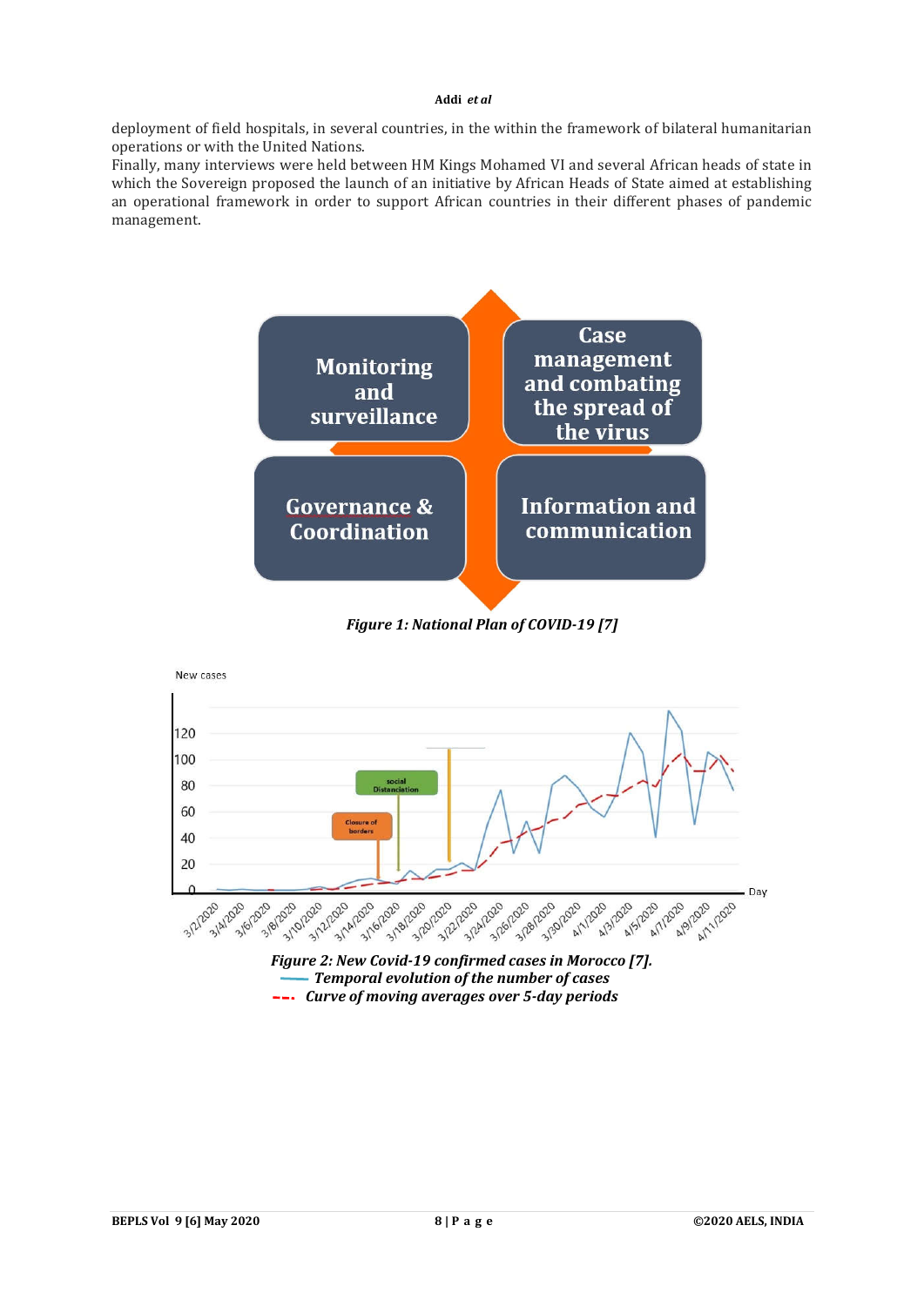deployment of field hospitals, in several countries, in the within the framework of bilateral humanitarian operations or with the United Nations.

Finally, many interviews were held between HM Kings Mohamed VI and several African heads of state in which the Sovereign proposed the launch of an initiative by African Heads of State aimed at establishing an operational framework in order to support African countries in their different phases of pandemic management.

Monitoring and surveillance

Case management and combating the spread of the virus

Governance & Coordination

Information and communication

***Figure 1: National Plan of COVID-19 [7]***

***Figure 2: New Covid-19 confirmed cases in Morocco [7].***

*Temporal evolution of the number of cases*

*Curve of moving averages over 5-day periods*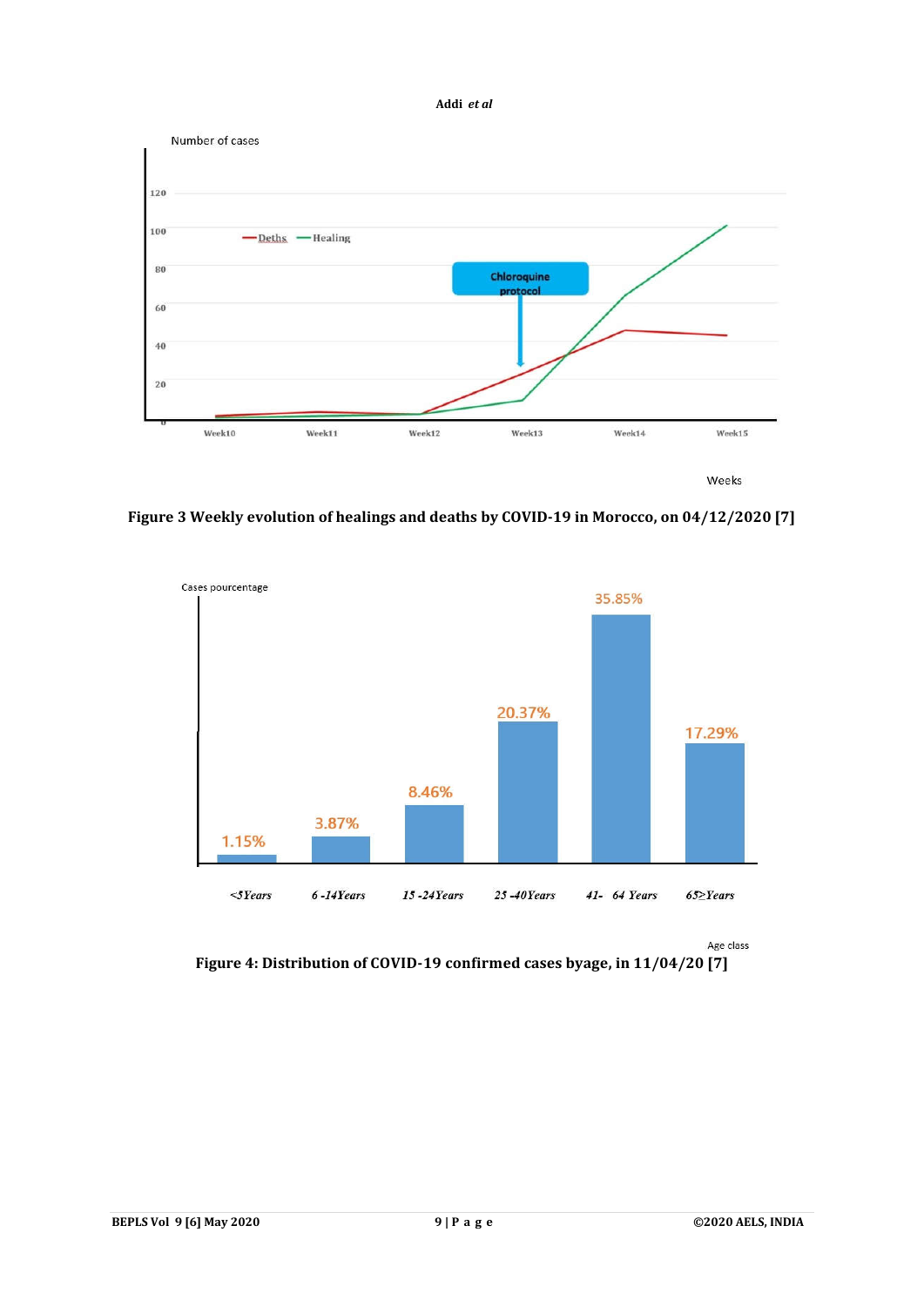Figure 3 Weekly evolution of healings and deaths by COVID-19 in Morocco, on 04/12/2020 [7]

Figure 4: Distribution of COVID-19 confirmed cases byage, in 11/04/20 [7]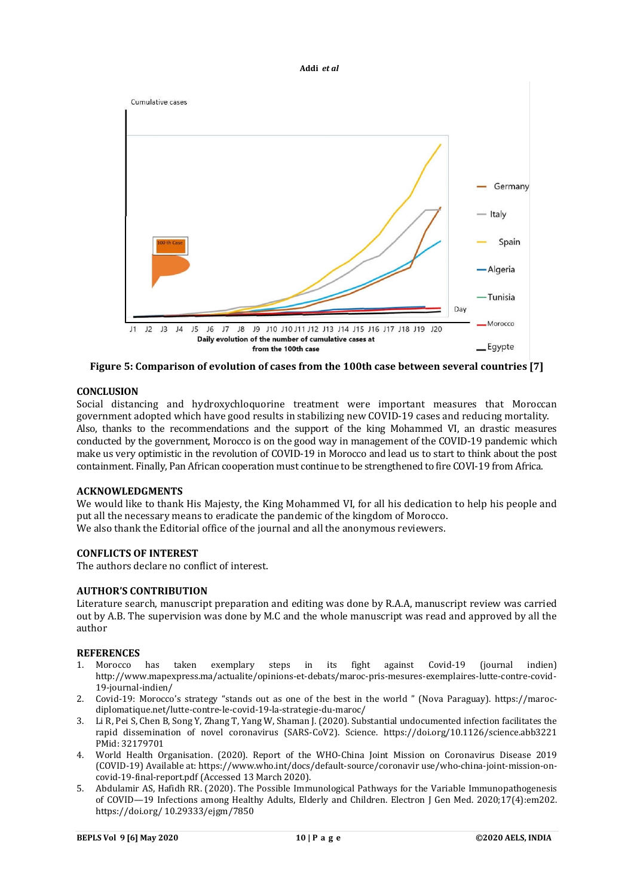Figure 5: Comparison of evolution of cases from the 100th case between several countries [7]

## CONCLUSION

Social distancing and hydroxychloquorine treatment were important measures that Moroccan government adopted which have good results in stabilizing new COVID-19 cases and reducing mortality. Also, thanks to the recommendations and the support of the king Mohammed VI, an drastic measures conducted by the government, Morocco is on the good way in management of the COVID-19 pandemic which make us very optimistic in the revolution of COVID-19 in Morocco and lead us to start to think about the post containment. Finally, Pan African cooperation must continue to be strengthened to fire COVI-19 from Africa.

## ACKNOWLEDGMENTS

We would like to thank His Majesty, the King Mohammed VI, for all his dedication to help his people and put all the necessary means to eradicate the pandemic of the kingdom of Morocco.
We also thank the Editorial office of the journal and all the anonymous reviewers.

## CONFLICTS OF INTEREST

The authors declare no conflict of interest.

## AUTHOR'S CONTRIBUTION

Literature search, manuscript preparation and editing was done by R.A.A, manuscript review was carried out by A.B. The supervision was done by M.C and the whole manuscript was read and approved by all the author

## REFERENCES

1. Morocco has taken exemplary steps in its fight against Covid-19 (journal indien) http://www.mapexpress.ma/actualite/opinions-et-debats/maroc-pris-mesures-exemplaires-lutte-contre-covid-19-journal-indien/
2. Covid-19: Morocco's strategy "stands out as one of the best in the world " (Nova Paraguay). https://maroc-diplomatique.net/lutte-contre-le-covid-19-la-strategie-du-maroc/
3. Li R, Pei S, Chen B, Song Y, Zhang T, Yang W, Shaman J. (2020). Substantial undocumented infection facilitates the rapid dissemination of novel coronavirus (SARS-CoV2). Science. https://doi.org/10.1126/science.abb3221 PMid: 32179701
4. World Health Organisation. (2020). Report of the WHO-China Joint Mission on Coronavirus Disease 2019 (COVID-19) Available at: https://www.who.int/docs/default-source/coronavir use/who-china-joint-mission-on-covid-19-final-report.pdf (Accessed 13 March 2020).
5. Abdulamir AS, Hafidh RR. (2020). The Possible Immunological Pathways for the Variable Immunopathogenesis of COVID—19 Infections among Healthy Adults, Elderly and Children. Electron J Gen Med. 2020;17(4):em202. https://doi.org/ 10.29333/ejgm/7850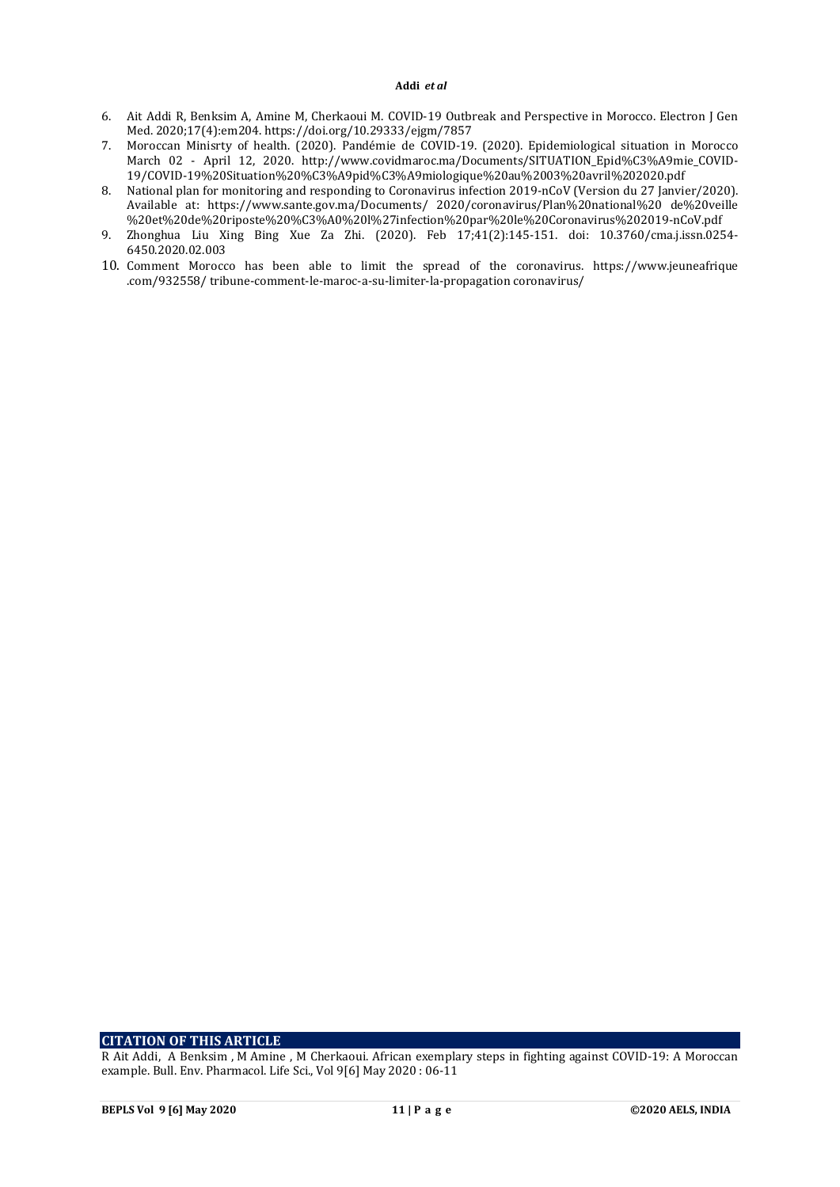6. Ait Addi R, Benksim A, Amine M, Cherkaoui M. COVID-19 Outbreak and Perspective in Morocco. Electron J Gen Med. 2020;17(4):em204. https://doi.org/10.29333/ejgm/7857
7. Moroccan Minisrty of health. (2020). Pandémie de COVID-19. (2020). Epidemiological situation in Morocco March 02 - April 12, 2020. http://www.covidmaroc.ma/Documents/SITUATION_Epid%C3%A9mie_COVID-19/COVID-19%20Situation%20%C3%A9pid%C3%A9miologique%20au%2003%20avril%202020.pdf
8. National plan for monitoring and responding to Coronavirus infection 2019-nCoV (Version du 27 Janvier/2020). Available at: https://www.sante.gov.ma/Documents/ 2020/coronavirus/Plan%20national%20 de%20veille %20et%20de%20riposte%20%C3%A0%20l%27infection%20par%20le%20Coronavirus%202019-nCoV.pdf
9. Zhonghua Liu Xing Bing Xue Za Zhi. (2020). Feb 17;41(2):145-151. doi: 10.3760/cma.j.issn.0254-6450.2020.02.003
10. Comment Morocco has been able to limit the spread of the coronavirus. https://www.jeuneafrique .com/932558/ tribune-comment-le-maroc-a-su-limiter-la-propagation coronavirus/

## CITATION OF THIS ARTICLE

R Ait Addi, A Benksim , M Amine , M Cherkaoui. African exemplary steps in fighting against COVID-19: A Moroccan example. Bull. Env. Pharmacol. Life Sci., Vol 9[6] May 2020 : 06-11